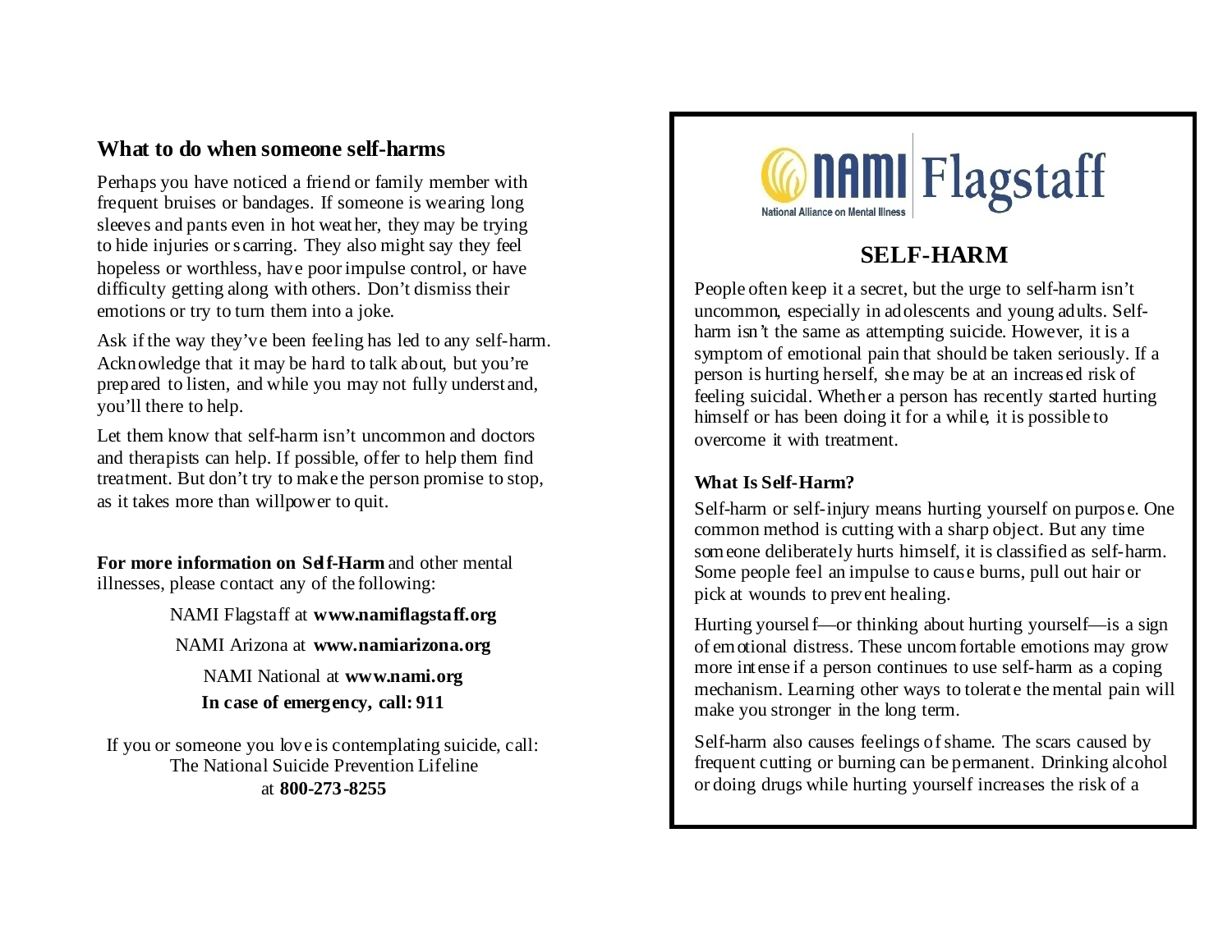## What to do when someone self-harms

Perhaps you have noticed a friend or family member with frequent bruises or bandages. If someone is wearing long sleeves and pants even in hot weather, they may be trying to hide injuries or scarring. They also might say they feel hopeless or worthless, have poor impulse control, or have difficulty getting along with others. Don't dismiss their emotions or try to turn them into a joke.

Ask if the way they've been feeling has led to any self-harm. Acknowledge that it may be hard to talk about, but you're prepared to listen, and while you may not fully understand, you'll there to help.

Let them know that self-harm isn't uncommon and doctors and therapists can help. If possible, offer to help them find treatment. But don't try to make the person promise to stop, as it takes more than willpower to quit.

**For more information on Self-Harm** and other mental illnesses, please contact any of the following:

NAMI Flagstaff at **www.namiflagstaff.org**

NAMI Arizona at **www.namiarizona.org**

NAMI National at **www.nami.org**

**In case of emergency, call: 911**

If you or someone you love is contemplating suicide, call: The National Suicide Prevention Lifeline at **800-273-8255**

NAMI Flagstaff
National Alliance on Mental Illness

# SELF-HARM

People often keep it a secret, but the urge to self-harm isn't uncommon, especially in adolescents and young adults. Self-harm isn't the same as attempting suicide. However, it is a symptom of emotional pain that should be taken seriously. If a person is hurting herself, she may be at an increased risk of feeling suicidal. Whether a person has recently started hurting himself or has been doing it for a while, it is possible to overcome it with treatment.

### What Is Self-Harm?

Self-harm or self-injury means hurting yourself on purpose. One common method is cutting with a sharp object. But any time someone deliberately hurts himself, it is classified as self-harm. Some people feel an impulse to cause burns, pull out hair or pick at wounds to prevent healing.

Hurting yourself—or thinking about hurting yourself—is a sign of emotional distress. These uncomfortable emotions may grow more intense if a person continues to use self-harm as a coping mechanism. Learning other ways to tolerate the mental pain will make you stronger in the long term.

Self-harm also causes feelings of shame. The scars caused by frequent cutting or burning can be permanent. Drinking alcohol or doing drugs while hurting yourself increases the risk of a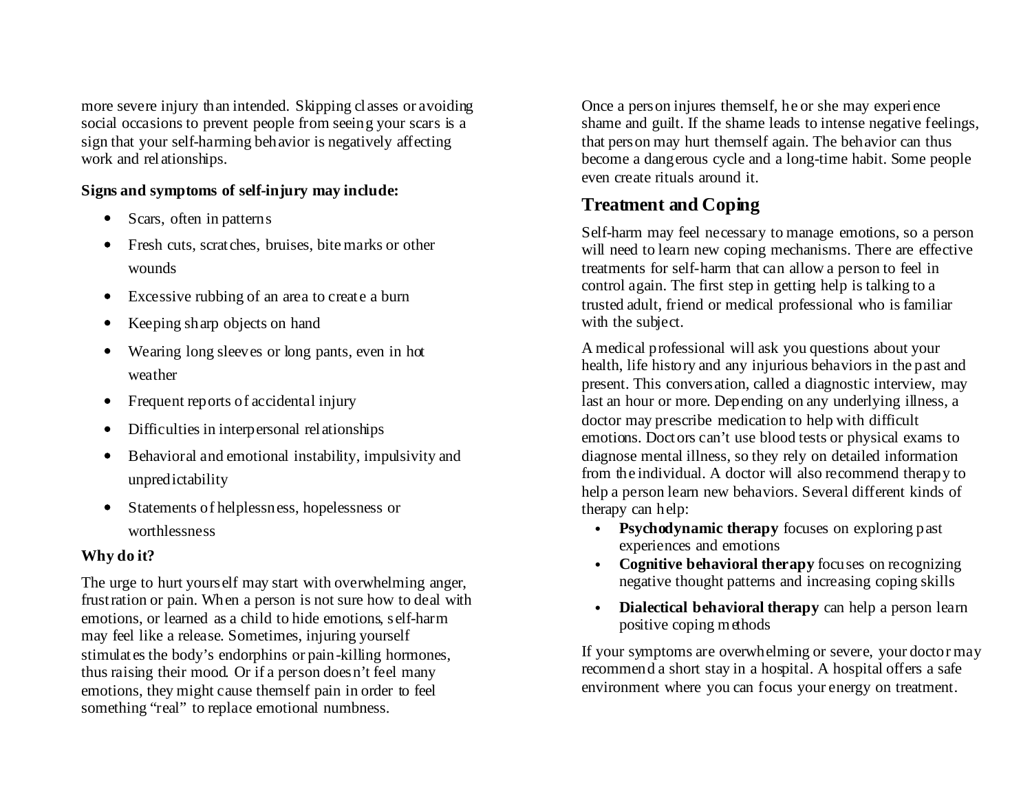more severe injury than intended. Skipping classes or avoiding social occasions to prevent people from seeing your scars is a sign that your self-harming behavior is negatively affecting work and relationships.

**Signs and symptoms of self-injury may include:**

- Scars, often in patterns
- Fresh cuts, scratches, bruises, bite marks or other wounds
- Excessive rubbing of an area to create a burn
- Keeping sharp objects on hand
- Wearing long sleeves or long pants, even in hot weather
- Frequent reports of accidental injury
- Difficulties in interpersonal relationships
- Behavioral and emotional instability, impulsivity and unpredictability
- Statements of helplessness, hopelessness or worthlessness

**Why do it?**

The urge to hurt yourself may start with overwhelming anger, frustration or pain. When a person is not sure how to deal with emotions, or learned as a child to hide emotions, self-harm may feel like a release. Sometimes, injuring yourself stimulates the body's endorphins or pain-killing hormones, thus raising their mood. Or if a person doesn't feel many emotions, they might cause themself pain in order to feel something "real" to replace emotional numbness.

Once a person injures themself, he or she may experience shame and guilt. If the shame leads to intense negative feelings, that person may hurt themself again. The behavior can thus become a dangerous cycle and a long-time habit. Some people even create rituals around it.

## Treatment and Coping

Self-harm may feel necessary to manage emotions, so a person will need to learn new coping mechanisms. There are effective treatments for self-harm that can allow a person to feel in control again. The first step in getting help is talking to a trusted adult, friend or medical professional who is familiar with the subject.

A medical professional will ask you questions about your health, life history and any injurious behaviors in the past and present. This conversation, called a diagnostic interview, may last an hour or more. Depending on any underlying illness, a doctor may prescribe medication to help with difficult emotions. Doctors can't use blood tests or physical exams to diagnose mental illness, so they rely on detailed information from the individual. A doctor will also recommend therapy to help a person learn new behaviors. Several different kinds of therapy can help:

- **Psychodynamic therapy** focuses on exploring past experiences and emotions
- **Cognitive behavioral therapy** focuses on recognizing negative thought patterns and increasing coping skills
- **Dialectical behavioral therapy** can help a person learn positive coping methods

If your symptoms are overwhelming or severe, your doctor may recommend a short stay in a hospital. A hospital offers a safe environment where you can focus your energy on treatment.